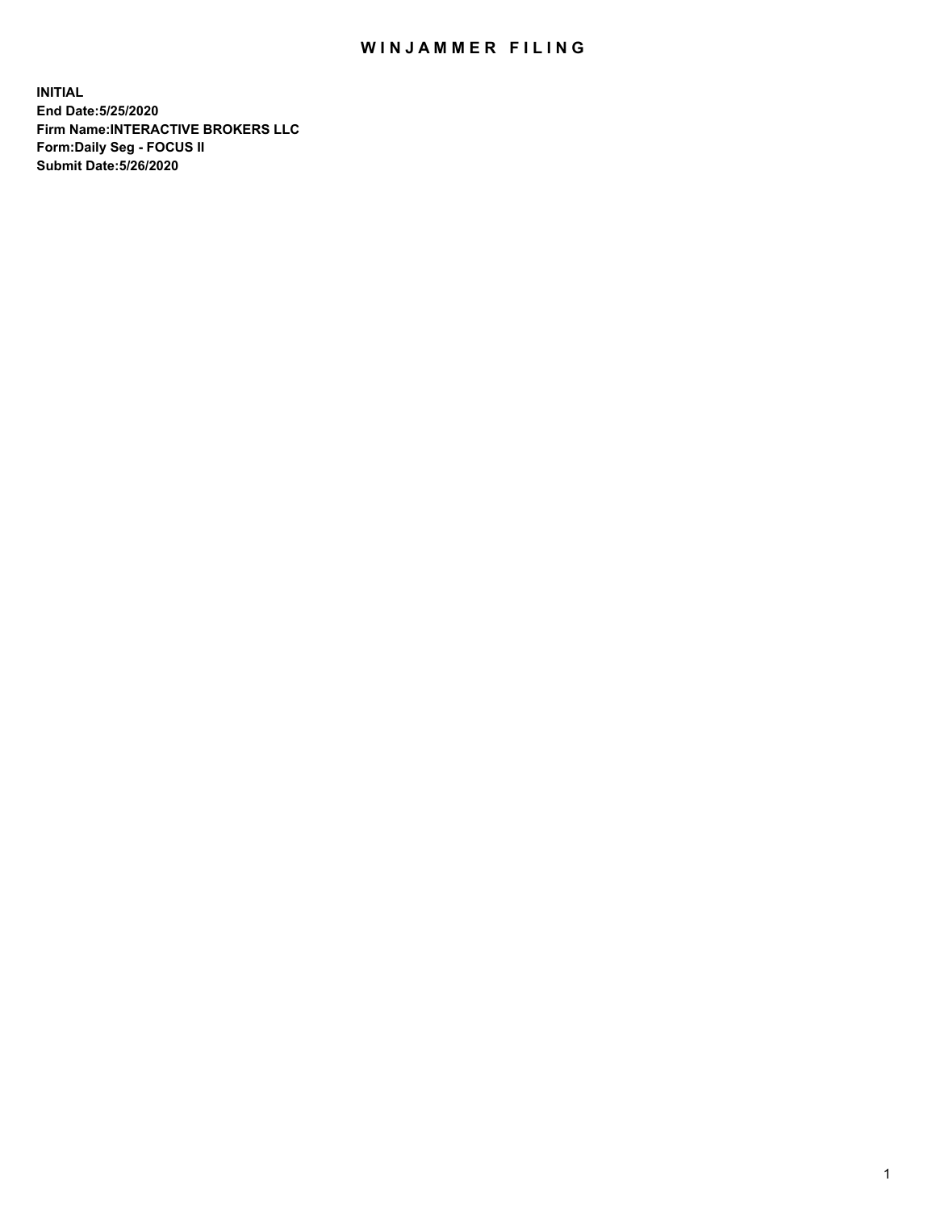# WINJAMMER FILING

**INITIAL**
**End Date:5/25/2020**
**Firm Name:INTERACTIVE BROKERS LLC**
**Form:Daily Seg - FOCUS II**
**Submit Date:5/26/2020**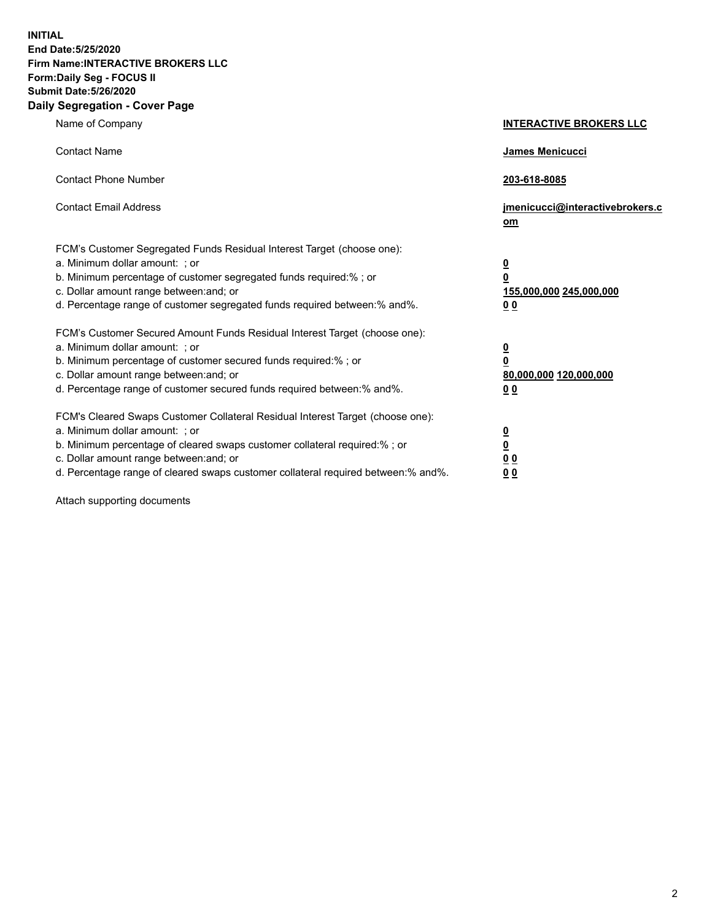**INITIAL**
**End Date:5/25/2020**
**Firm Name:INTERACTIVE BROKERS LLC**
**Form:Daily Seg - FOCUS II**
**Submit Date:5/26/2020**

## Daily Segregation - Cover Page

| | |
|---|---|
| Name of Company | **INTERACTIVE BROKERS LLC** |
| Contact Name | **James Menicucci** |
| Contact Phone Number | **203-618-8085** |
| Contact Email Address | **jmenicucci@interactivebrokers.com** |
| FCM's Customer Segregated Funds Residual Interest Target (choose one): | |
| a. Minimum dollar amount: ; or | **0** |
| b. Minimum percentage of customer segregated funds required:% ; or | **0** |
| c. Dollar amount range between:and; or | **155,000,000 245,000,000** |
| d. Percentage range of customer segregated funds required between:% and%. | **0 0** |
| FCM's Customer Secured Amount Funds Residual Interest Target (choose one): | |
| a. Minimum dollar amount: ; or | **0** |
| b. Minimum percentage of customer secured funds required:% ; or | **0** |
| c. Dollar amount range between:and; or | **80,000,000 120,000,000** |
| d. Percentage range of customer secured funds required between:% and%. | **0 0** |
| FCM's Cleared Swaps Customer Collateral Residual Interest Target (choose one): | |
| a. Minimum dollar amount: ; or | **0** |
| b. Minimum percentage of cleared swaps customer collateral required:% ; or | **0** |
| c. Dollar amount range between:and; or | **0 0** |
| d. Percentage range of cleared swaps customer collateral required between:% and%. | **0 0** |

Attach supporting documents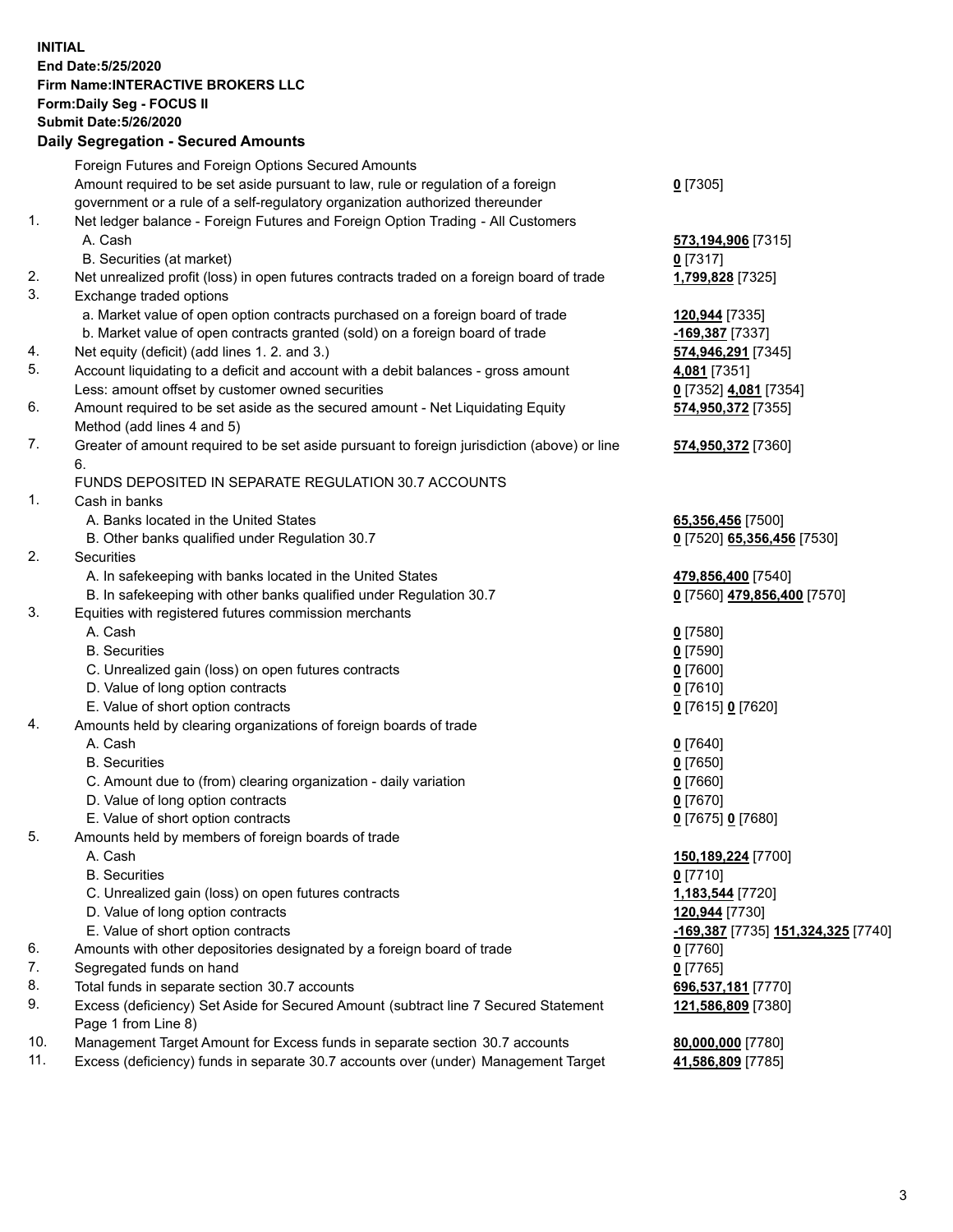**INITIAL**
**End Date:5/25/2020**
**Firm Name:INTERACTIVE BROKERS LLC**
**Form:Daily Seg - FOCUS II**
**Submit Date:5/26/2020**

## Daily Segregation - Secured Amounts

| | | |
|---|---|---|
| | Foreign Futures and Foreign Options Secured Amounts | |
| | Amount required to be set aside pursuant to law, rule or regulation of a foreign government or a rule of a self-regulatory organization authorized thereunder | **0** [7305] |
| 1. | Net ledger balance - Foreign Futures and Foreign Option Trading - All Customers | |
| | A. Cash | **573,194,906** [7315] |
| | B. Securities (at market) | **0** [7317] |
| 2. | Net unrealized profit (loss) in open futures contracts traded on a foreign board of trade | **1,799,828** [7325] |
| 3. | Exchange traded options | |
| | a. Market value of open option contracts purchased on a foreign board of trade | **120,944** [7335] |
| | b. Market value of open contracts granted (sold) on a foreign board of trade | **-169,387** [7337] |
| 4. | Net equity (deficit) (add lines 1. 2. and 3.) | **574,946,291** [7345] |
| 5. | Account liquidating to a deficit and account with a debit balances - gross amount | **4,081** [7351] |
| | Less: amount offset by customer owned securities | **0** [7352] **4,081** [7354] |
| 6. | Amount required to be set aside as the secured amount - Net Liquidating Equity Method (add lines 4 and 5) | **574,950,372** [7355] |
| 7. | Greater of amount required to be set aside pursuant to foreign jurisdiction (above) or line 6. | **574,950,372** [7360] |
| | FUNDS DEPOSITED IN SEPARATE REGULATION 30.7 ACCOUNTS | |
| 1. | Cash in banks | |
| | A. Banks located in the United States | **65,356,456** [7500] |
| | B. Other banks qualified under Regulation 30.7 | **0** [7520] **65,356,456** [7530] |
| 2. | Securities | |
| | A. In safekeeping with banks located in the United States | **479,856,400** [7540] |
| | B. In safekeeping with other banks qualified under Regulation 30.7 | **0** [7560] **479,856,400** [7570] |
| 3. | Equities with registered futures commission merchants | |
| | A. Cash | **0** [7580] |
| | B. Securities | **0** [7590] |
| | C. Unrealized gain (loss) on open futures contracts | **0** [7600] |
| | D. Value of long option contracts | **0** [7610] |
| | E. Value of short option contracts | **0** [7615] **0** [7620] |
| 4. | Amounts held by clearing organizations of foreign boards of trade | |
| | A. Cash | **0** [7640] |
| | B. Securities | **0** [7650] |
| | C. Amount due to (from) clearing organization - daily variation | **0** [7660] |
| | D. Value of long option contracts | **0** [7670] |
| | E. Value of short option contracts | **0** [7675] **0** [7680] |
| 5. | Amounts held by members of foreign boards of trade | |
| | A. Cash | **150,189,224** [7700] |
| | B. Securities | **0** [7710] |
| | C. Unrealized gain (loss) on open futures contracts | **1,183,544** [7720] |
| | D. Value of long option contracts | **120,944** [7730] |
| | E. Value of short option contracts | **-169,387** [7735] **151,324,325** [7740] |
| 6. | Amounts with other depositories designated by a foreign board of trade | **0** [7760] |
| 7. | Segregated funds on hand | **0** [7765] |
| 8. | Total funds in separate section 30.7 accounts | **696,537,181** [7770] |
| 9. | Excess (deficiency) Set Aside for Secured Amount (subtract line 7 Secured Statement Page 1 from Line 8) | **121,586,809** [7380] |
| 10. | Management Target Amount for Excess funds in separate section 30.7 accounts | **80,000,000** [7780] |
| 11. | Excess (deficiency) funds in separate 30.7 accounts over (under) Management Target | **41,586,809** [7785] |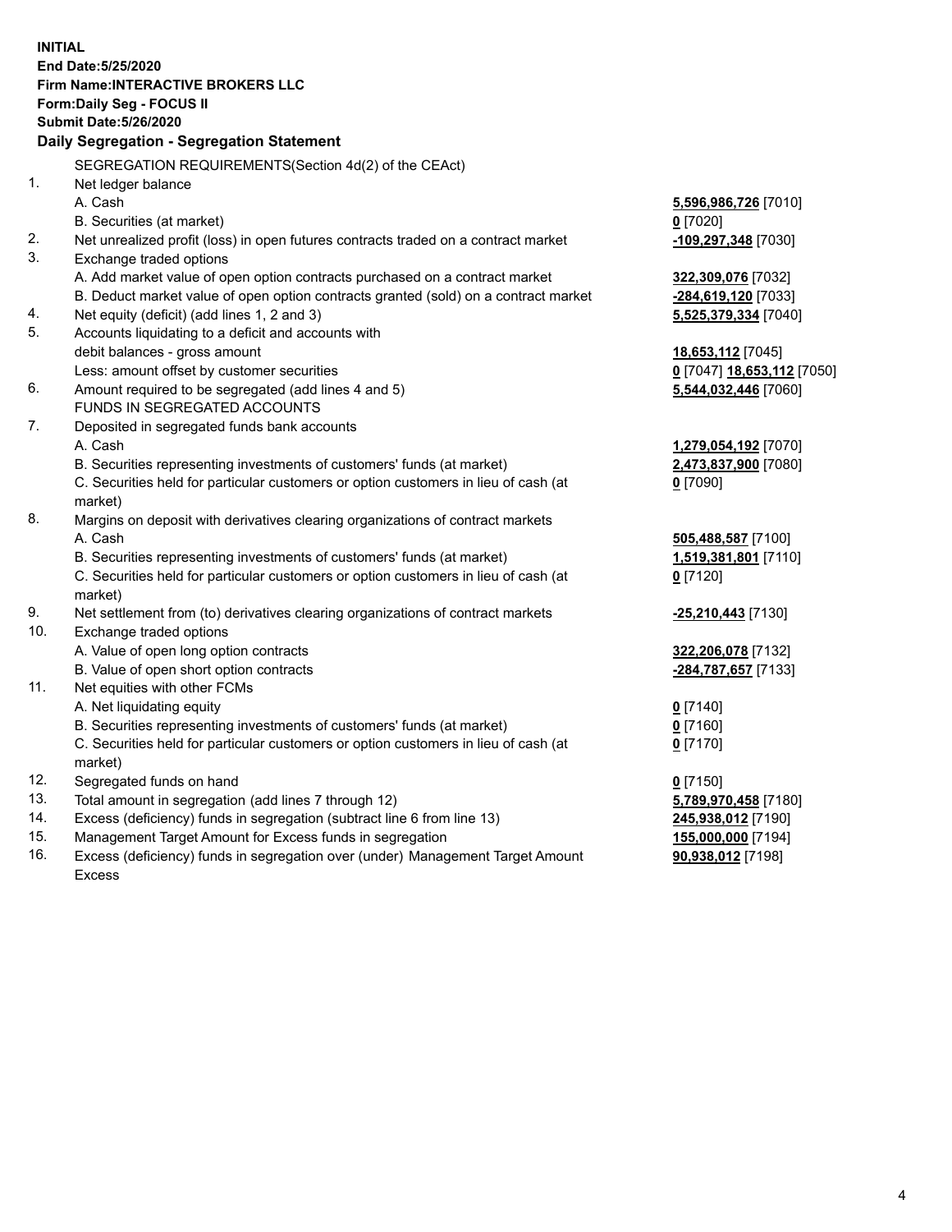**INITIAL**
**End Date:5/25/2020**
**Firm Name:INTERACTIVE BROKERS LLC**
**Form:Daily Seg - FOCUS II**
**Submit Date:5/26/2020**

**Daily Segregation - Segregation Statement**

SEGREGATION REQUIREMENTS(Section 4d(2) of the CEAct)

| | | |
|---|---|---|
| 1. | Net ledger balance | |
| | A. Cash | 5,596,986,726 [7010] |
| | B. Securities (at market) | 0 [7020] |
| 2. | Net unrealized profit (loss) in open futures contracts traded on a contract market | -109,297,348 [7030] |
| 3. | Exchange traded options | |
| | A. Add market value of open option contracts purchased on a contract market | 322,309,076 [7032] |
| | B. Deduct market value of open option contracts granted (sold) on a contract market | -284,619,120 [7033] |
| 4. | Net equity (deficit) (add lines 1, 2 and 3) | 5,525,379,334 [7040] |
| 5. | Accounts liquidating to a deficit and accounts with debit balances - gross amount | 18,653,112 [7045] |
| | Less: amount offset by customer securities | 0 [7047] 18,653,112 [7050] |
| 6. | Amount required to be segregated (add lines 4 and 5) | 5,544,032,446 [7060] |
| | FUNDS IN SEGREGATED ACCOUNTS | |
| 7. | Deposited in segregated funds bank accounts | |
| | A. Cash | 1,279,054,192 [7070] |
| | B. Securities representing investments of customers' funds (at market) | 2,473,837,900 [7080] |
| | C. Securities held for particular customers or option customers in lieu of cash (at market) | 0 [7090] |
| 8. | Margins on deposit with derivatives clearing organizations of contract markets | |
| | A. Cash | 505,488,587 [7100] |
| | B. Securities representing investments of customers' funds (at market) | 1,519,381,801 [7110] |
| | C. Securities held for particular customers or option customers in lieu of cash (at market) | 0 [7120] |
| 9. | Net settlement from (to) derivatives clearing organizations of contract markets | -25,210,443 [7130] |
| 10. | Exchange traded options | |
| | A. Value of open long option contracts | 322,206,078 [7132] |
| | B. Value of open short option contracts | -284,787,657 [7133] |
| 11. | Net equities with other FCMs | |
| | A. Net liquidating equity | 0 [7140] |
| | B. Securities representing investments of customers' funds (at market) | 0 [7160] |
| | C. Securities held for particular customers or option customers in lieu of cash (at market) | 0 [7170] |
| 12. | Segregated funds on hand | 0 [7150] |
| 13. | Total amount in segregation (add lines 7 through 12) | 5,789,970,458 [7180] |
| 14. | Excess (deficiency) funds in segregation (subtract line 6 from line 13) | 245,938,012 [7190] |
| 15. | Management Target Amount for Excess funds in segregation | 155,000,000 [7194] |
| 16. | Excess (deficiency) funds in segregation over (under) Management Target Amount Excess | 90,938,012 [7198] |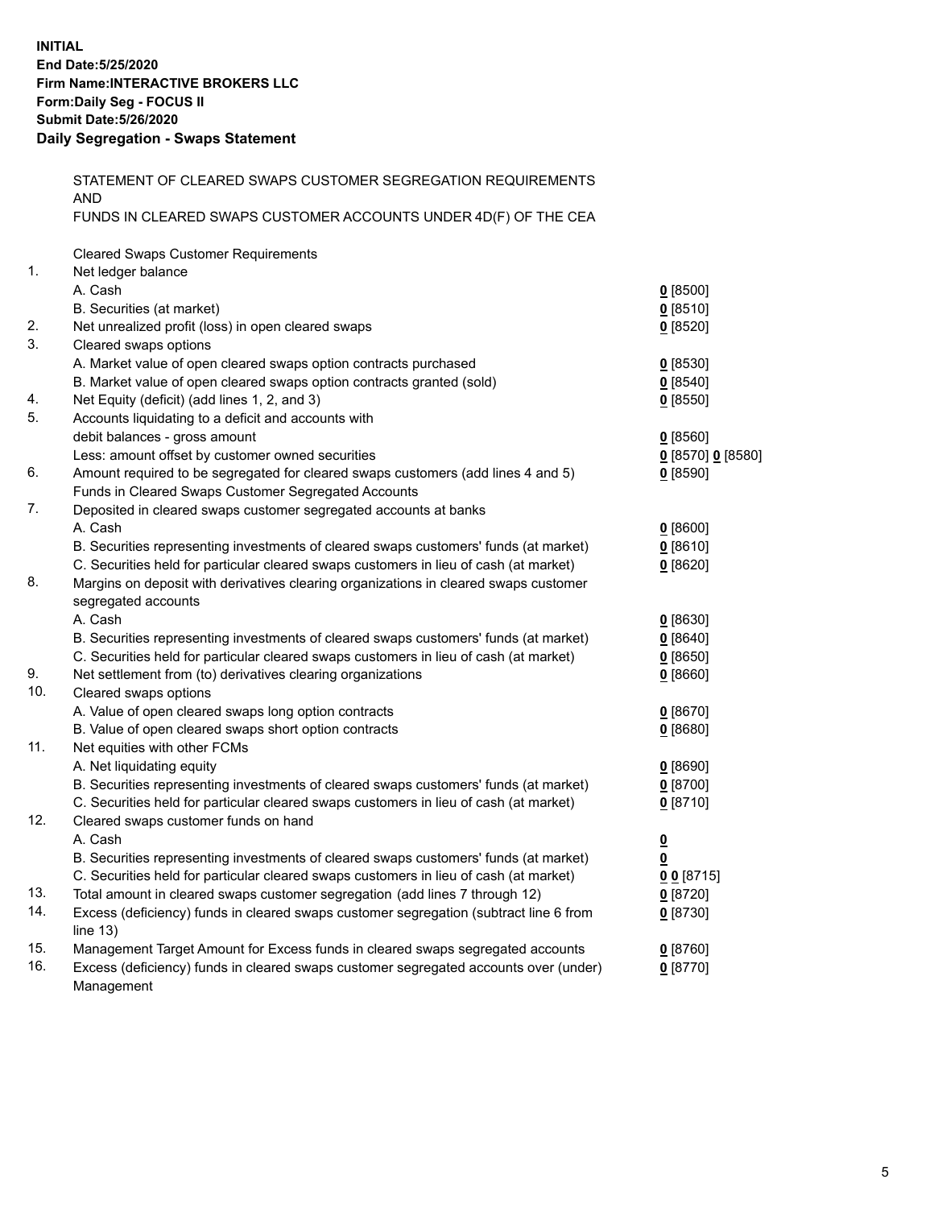**INITIAL**
**End Date:5/25/2020**
**Firm Name:INTERACTIVE BROKERS LLC**
**Form:Daily Seg - FOCUS II**
**Submit Date:5/26/2020**
**Daily Segregation - Swaps Statement**

STATEMENT OF CLEARED SWAPS CUSTOMER SEGREGATION REQUIREMENTS AND FUNDS IN CLEARED SWAPS CUSTOMER ACCOUNTS UNDER 4D(F) OF THE CEA

| | | |
|---|---|---|
| | Cleared Swaps Customer Requirements | |
| 1. | Net ledger balance | |
| | A. Cash | 0 [8500] |
| | B. Securities (at market) | 0 [8510] |
| 2. | Net unrealized profit (loss) in open cleared swaps | 0 [8520] |
| 3. | Cleared swaps options | |
| | A. Market value of open cleared swaps option contracts purchased | 0 [8530] |
| | B. Market value of open cleared swaps option contracts granted (sold) | 0 [8540] |
| 4. | Net Equity (deficit) (add lines 1, 2, and 3) | 0 [8550] |
| 5. | Accounts liquidating to a deficit and accounts with | |
| | debit balances - gross amount | 0 [8560] |
| | Less: amount offset by customer owned securities | 0 [8570] 0 [8580] |
| 6. | Amount required to be segregated for cleared swaps customers (add lines 4 and 5) | 0 [8590] |
| | Funds in Cleared Swaps Customer Segregated Accounts | |
| 7. | Deposited in cleared swaps customer segregated accounts at banks | |
| | A. Cash | 0 [8600] |
| | B. Securities representing investments of cleared swaps customers' funds (at market) | 0 [8610] |
| | C. Securities held for particular cleared swaps customers in lieu of cash (at market) | 0 [8620] |
| 8. | Margins on deposit with derivatives clearing organizations in cleared swaps customer segregated accounts | |
| | A. Cash | 0 [8630] |
| | B. Securities representing investments of cleared swaps customers' funds (at market) | 0 [8640] |
| | C. Securities held for particular cleared swaps customers in lieu of cash (at market) | 0 [8650] |
| 9. | Net settlement from (to) derivatives clearing organizations | 0 [8660] |
| 10. | Cleared swaps options | |
| | A. Value of open cleared swaps long option contracts | 0 [8670] |
| | B. Value of open cleared swaps short option contracts | 0 [8680] |
| 11. | Net equities with other FCMs | |
| | A. Net liquidating equity | 0 [8690] |
| | B. Securities representing investments of cleared swaps customers' funds (at market) | 0 [8700] |
| | C. Securities held for particular cleared swaps customers in lieu of cash (at market) | 0 [8710] |
| 12. | Cleared swaps customer funds on hand | |
| | A. Cash | 0 |
| | B. Securities representing investments of cleared swaps customers' funds (at market) | 0 |
| | C. Securities held for particular cleared swaps customers in lieu of cash (at market) | 0 0 [8715] |
| 13. | Total amount in cleared swaps customer segregation (add lines 7 through 12) | 0 [8720] |
| 14. | Excess (deficiency) funds in cleared swaps customer segregation (subtract line 6 from line 13) | 0 [8730] |
| 15. | Management Target Amount for Excess funds in cleared swaps segregated accounts | 0 [8760] |
| 16. | Excess (deficiency) funds in cleared swaps customer segregated accounts over (under) Management | 0 [8770] |